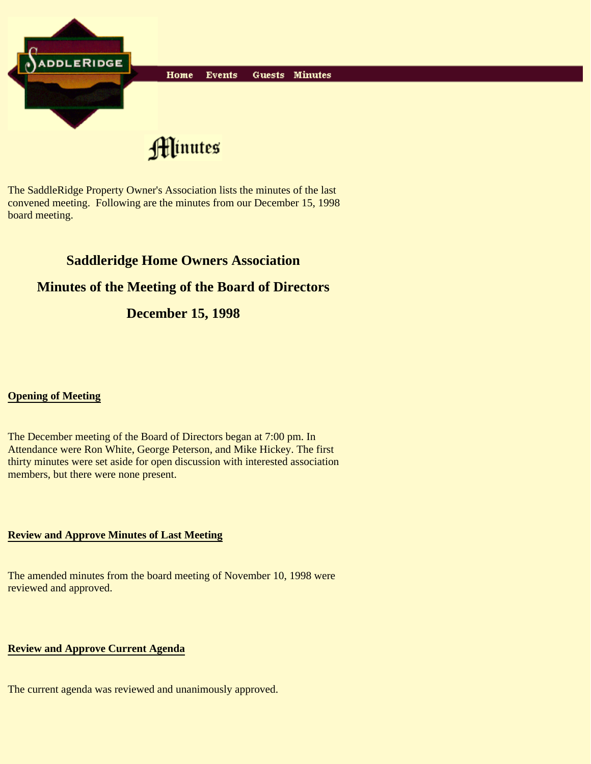Home Events Guests Minutes

# Minutes

The SaddleRidge Property Owner's Association lists the minutes of the last convened meeting. Following are the minutes from our December 15, 1998 board meeting.

## Saddleridge Home Owners Association

## Minutes of the Meeting of the Board of Directors

## December 15, 1998

**Opening of Meeting**

The December meeting of the Board of Directors began at 7:00 pm. In Attendance were Ron White, George Peterson, and Mike Hickey. The first thirty minutes were set aside for open discussion with interested association members, but there were none present.

**Review and Approve Minutes of Last Meeting**

The amended minutes from the board meeting of November 10, 1998 were reviewed and approved.

**Review and Approve Current Agenda**

The current agenda was reviewed and unanimously approved.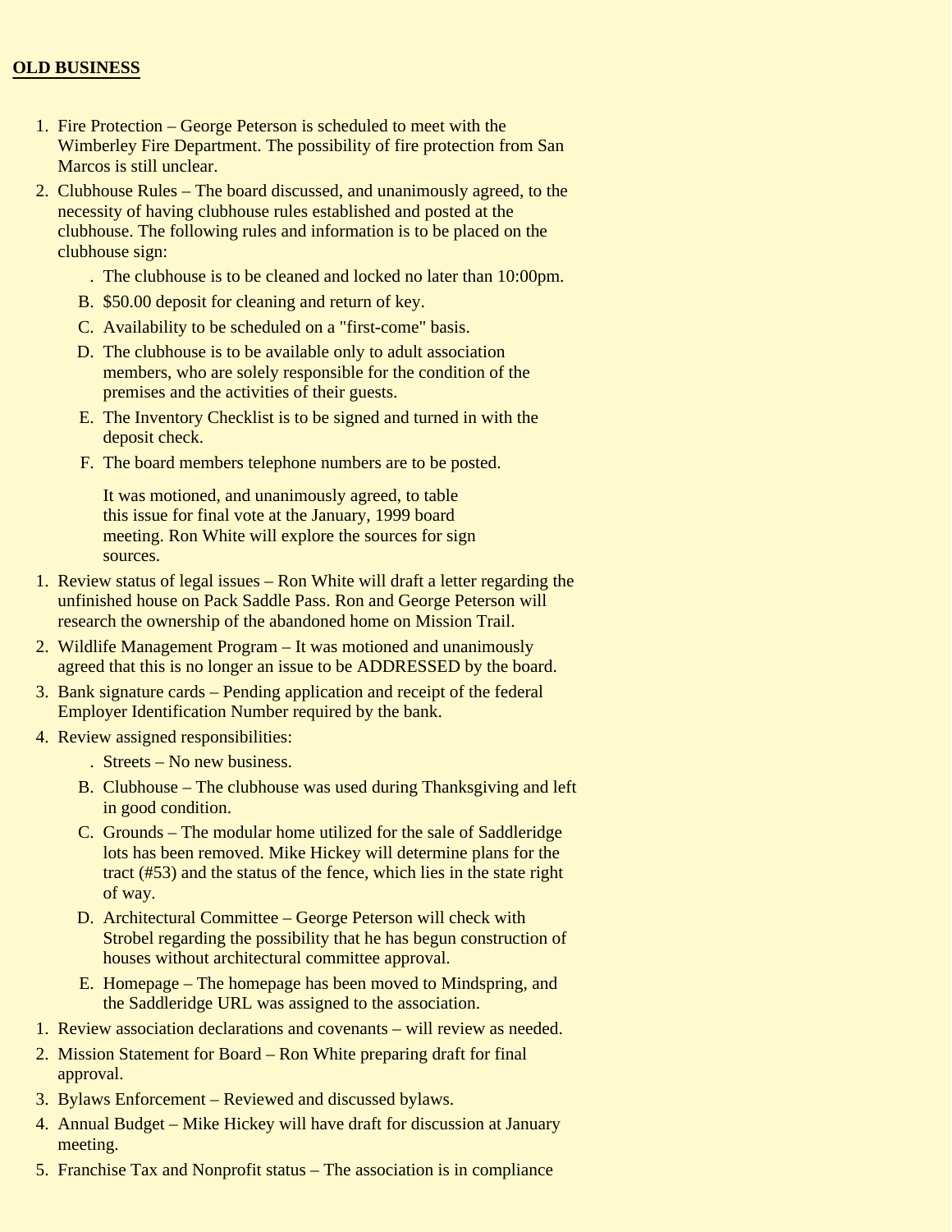## OLD BUSINESS

1. Fire Protection – George Peterson is scheduled to meet with the Wimberley Fire Department. The possibility of fire protection from San Marcos is still unclear.
2. Clubhouse Rules – The board discussed, and unanimously agreed, to the necessity of having clubhouse rules established and posted at the clubhouse. The following rules and information is to be placed on the clubhouse sign:
   . The clubhouse is to be cleaned and locked no later than 10:00pm.
   B. $50.00 deposit for cleaning and return of key.
   C. Availability to be scheduled on a "first-come" basis.
   D. The clubhouse is to be available only to adult association members, who are solely responsible for the condition of the premises and the activities of their guests.
   E. The Inventory Checklist is to be signed and turned in with the deposit check.
   F. The board members telephone numbers are to be posted.

   It was motioned, and unanimously agreed, to table this issue for final vote at the January, 1999 board meeting. Ron White will explore the sources for sign sources.
1. Review status of legal issues – Ron White will draft a letter regarding the unfinished house on Pack Saddle Pass. Ron and George Peterson will research the ownership of the abandoned home on Mission Trail.
2. Wildlife Management Program – It was motioned and unanimously agreed that this is no longer an issue to be ADDRESSED by the board.
3. Bank signature cards – Pending application and receipt of the federal Employer Identification Number required by the bank.
4. Review assigned responsibilities:
   . Streets – No new business.
   B. Clubhouse – The clubhouse was used during Thanksgiving and left in good condition.
   C. Grounds – The modular home utilized for the sale of Saddleridge lots has been removed. Mike Hickey will determine plans for the tract (#53) and the status of the fence, which lies in the state right of way.
   D. Architectural Committee – George Peterson will check with Strobel regarding the possibility that he has begun construction of houses without architectural committee approval.
   E. Homepage – The homepage has been moved to Mindspring, and the Saddleridge URL was assigned to the association.
1. Review association declarations and covenants – will review as needed.
2. Mission Statement for Board – Ron White preparing draft for final approval.
3. Bylaws Enforcement – Reviewed and discussed bylaws.
4. Annual Budget – Mike Hickey will have draft for discussion at January meeting.
5. Franchise Tax and Nonprofit status – The association is in compliance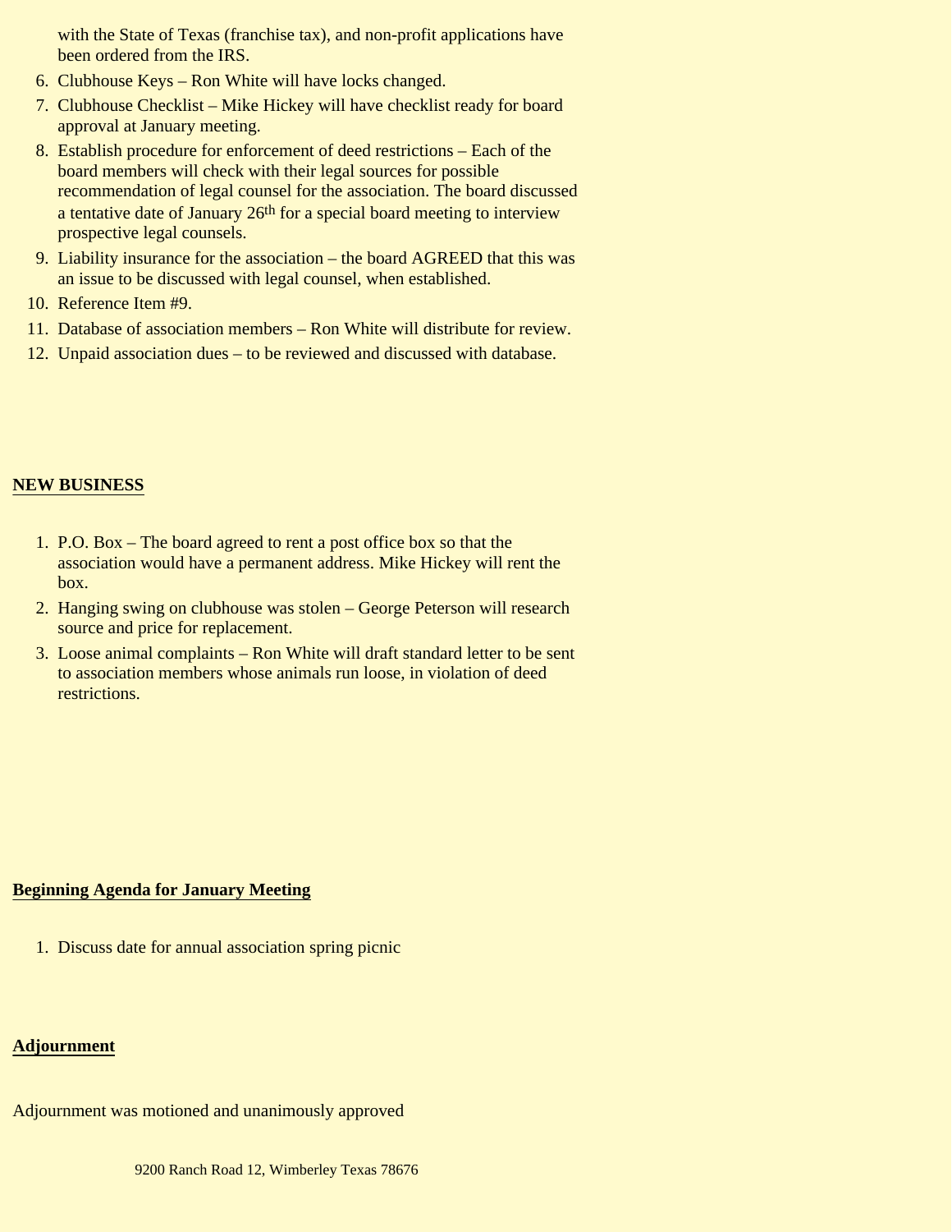with the State of Texas (franchise tax), and non-profit applications have been ordered from the IRS.

6. Clubhouse Keys – Ron White will have locks changed.
7. Clubhouse Checklist – Mike Hickey will have checklist ready for board approval at January meeting.
8. Establish procedure for enforcement of deed restrictions – Each of the board members will check with their legal sources for possible recommendation of legal counsel for the association. The board discussed a tentative date of January 26th for a special board meeting to interview prospective legal counsels.
9. Liability insurance for the association – the board AGREED that this was an issue to be discussed with legal counsel, when established.
10. Reference Item #9.
11. Database of association members – Ron White will distribute for review.
12. Unpaid association dues – to be reviewed and discussed with database.

**NEW BUSINESS**

1. P.O. Box – The board agreed to rent a post office box so that the association would have a permanent address. Mike Hickey will rent the box.
2. Hanging swing on clubhouse was stolen – George Peterson will research source and price for replacement.
3. Loose animal complaints – Ron White will draft standard letter to be sent to association members whose animals run loose, in violation of deed restrictions.

**Beginning Agenda for January Meeting**

1. Discuss date for annual association spring picnic

**Adjournment**

Adjournment was motioned and unanimously approved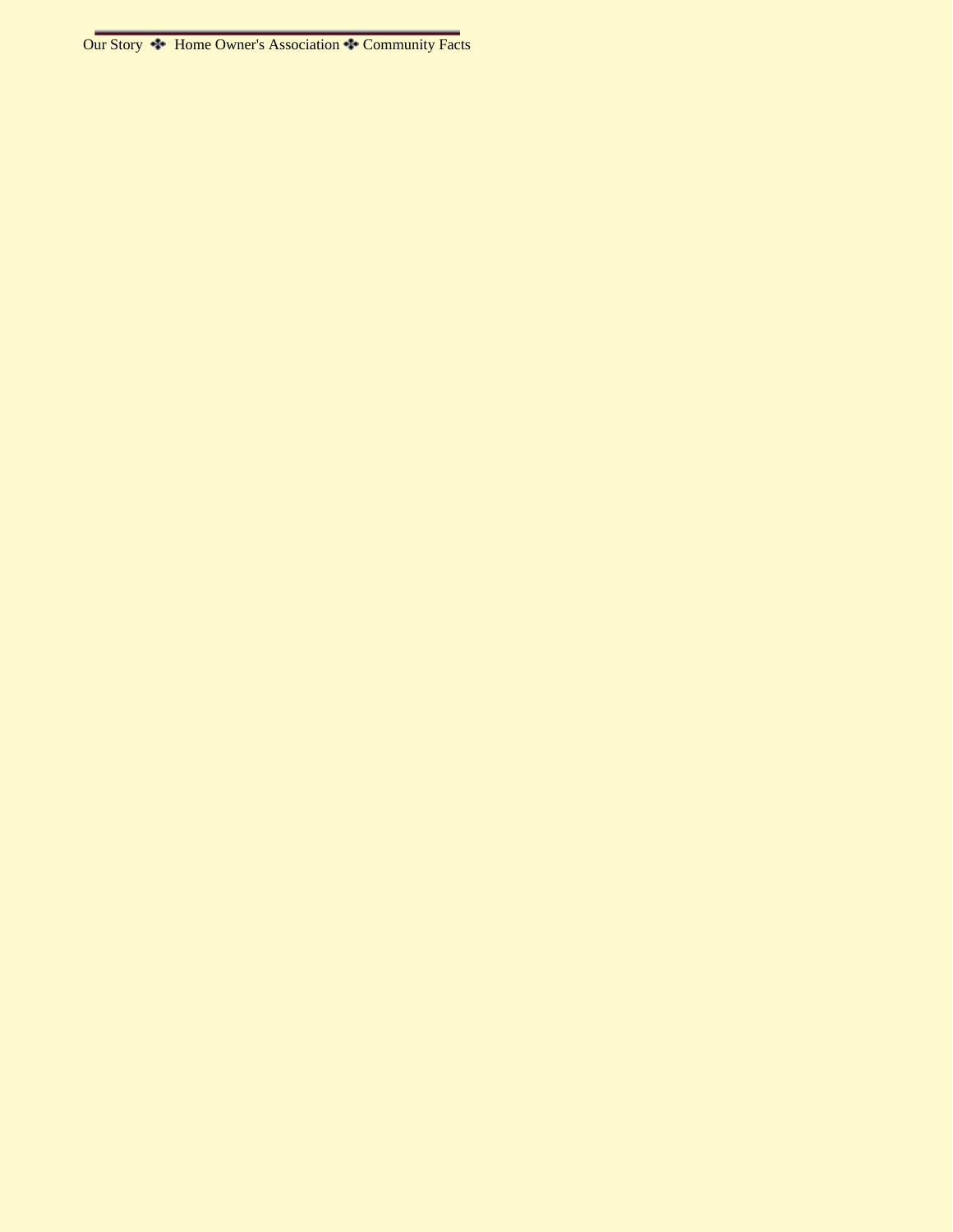Our Story ✤ Home Owner's Association ✤ Community Facts